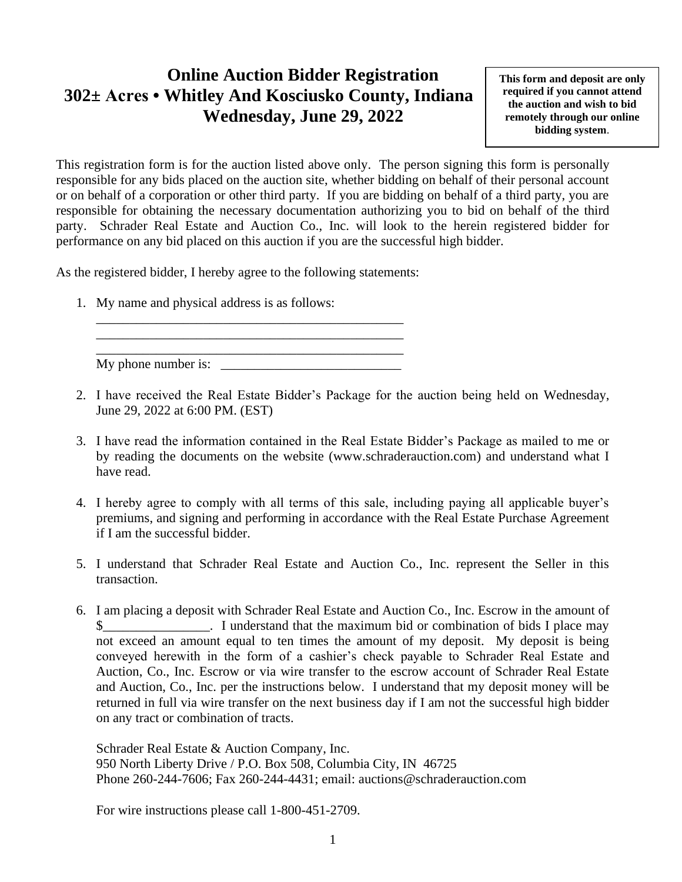# Online Auction Bidder Registration
# 302± Acres • Whitley And Kosciusko County, Indiana
# Wednesday, June 29, 2022

**This form and deposit are only required if you cannot attend the auction and wish to bid remotely through our online bidding system.**

This registration form is for the auction listed above only. The person signing this form is personally responsible for any bids placed on the auction site, whether bidding on behalf of their personal account or on behalf of a corporation or other third party. If you are bidding on behalf of a third party, you are responsible for obtaining the necessary documentation authorizing you to bid on behalf of the third party. Schrader Real Estate and Auction Co., Inc. will look to the herein registered bidder for performance on any bid placed on this auction if you are the successful high bidder.

As the registered bidder, I hereby agree to the following statements:

1. My name and physical address is as follows:
   
   ________________________________________________
   
   ________________________________________________
   
   ________________________________________________
   
   My phone number is: ___________________________

2. I have received the Real Estate Bidder's Package for the auction being held on Wednesday, June 29, 2022 at 6:00 PM. (EST)

3. I have read the information contained in the Real Estate Bidder's Package as mailed to me or by reading the documents on the website (www.schraderauction.com) and understand what I have read.

4. I hereby agree to comply with all terms of this sale, including paying all applicable buyer's premiums, and signing and performing in accordance with the Real Estate Purchase Agreement if I am the successful bidder.

5. I understand that Schrader Real Estate and Auction Co., Inc. represent the Seller in this transaction.

6. I am placing a deposit with Schrader Real Estate and Auction Co., Inc. Escrow in the amount of $________________. I understand that the maximum bid or combination of bids I place may not exceed an amount equal to ten times the amount of my deposit. My deposit is being conveyed herewith in the form of a cashier's check payable to Schrader Real Estate and Auction, Co., Inc. Escrow or via wire transfer to the escrow account of Schrader Real Estate and Auction, Co., Inc. per the instructions below. I understand that my deposit money will be returned in full via wire transfer on the next business day if I am not the successful high bidder on any tract or combination of tracts.

   Schrader Real Estate & Auction Company, Inc.
   950 North Liberty Drive / P.O. Box 508, Columbia City, IN 46725
   Phone 260-244-7606; Fax 260-244-4431; email: auctions@schraderauction.com

   For wire instructions please call 1-800-451-2709.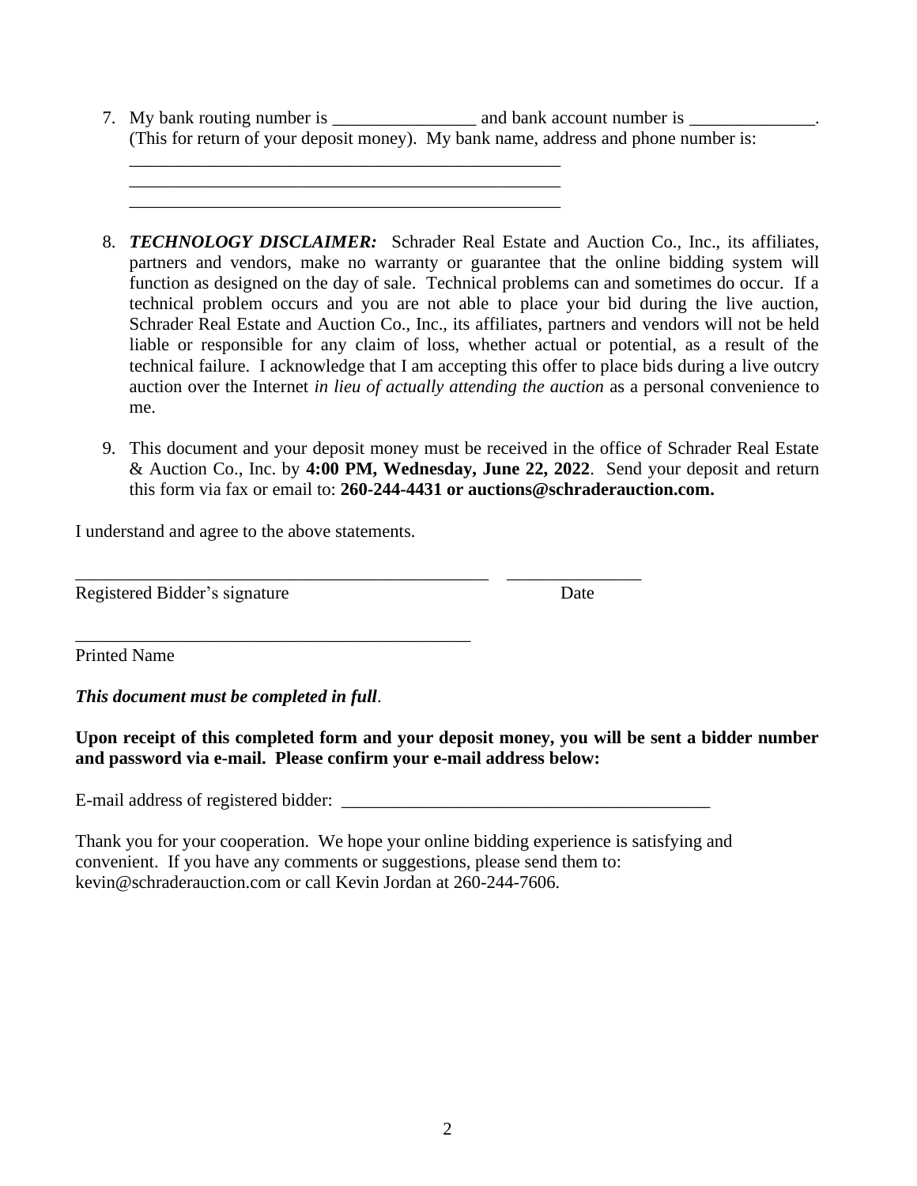7. My bank routing number is ________________ and bank account number is ______________. (This for return of your deposit money). My bank name, address and phone number is:

   __________________________________________________
   __________________________________________________
   __________________________________________________

8. ***TECHNOLOGY DISCLAIMER:*** Schrader Real Estate and Auction Co., Inc., its affiliates, partners and vendors, make no warranty or guarantee that the online bidding system will function as designed on the day of sale. Technical problems can and sometimes do occur. If a technical problem occurs and you are not able to place your bid during the live auction, Schrader Real Estate and Auction Co., Inc., its affiliates, partners and vendors will not be held liable or responsible for any claim of loss, whether actual or potential, as a result of the technical failure. I acknowledge that I am accepting this offer to place bids during a live outcry auction over the Internet *in lieu of actually attending the auction* as a personal convenience to me.

9. This document and your deposit money must be received in the office of Schrader Real Estate & Auction Co., Inc. by **4:00 PM, Wednesday, June 22, 2022**. Send your deposit and return this form via fax or email to: **260-244-4431 or auctions@schraderauction.com.**

I understand and agree to the above statements.

_______________________________________________ _______________
Registered Bidder's signature Date

_____________________________________________
Printed Name

***This document must be completed in full*.**

**Upon receipt of this completed form and your deposit money, you will be sent a bidder number and password via e-mail. Please confirm your e-mail address below:**

E-mail address of registered bidder: __________________________________________

Thank you for your cooperation. We hope your online bidding experience is satisfying and convenient. If you have any comments or suggestions, please send them to: kevin@schraderauction.com or call Kevin Jordan at 260-244-7606.